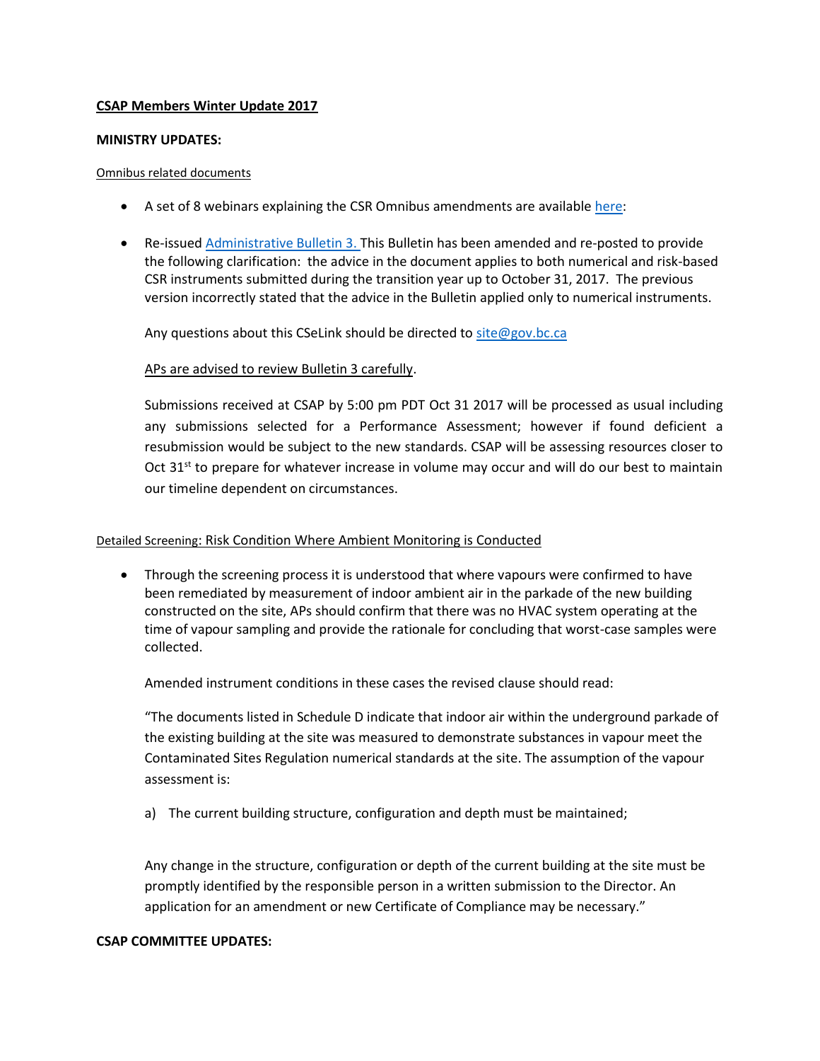**CSAP Members Winter Update 2017**

**MINISTRY UPDATES:**

Omnibus related documents

- A set of 8 webinars explaining the CSR Omnibus amendments are available here:

- Re-issued Administrative Bulletin 3. This Bulletin has been amended and re-posted to provide the following clarification: the advice in the document applies to both numerical and risk-based CSR instruments submitted during the transition year up to October 31, 2017. The previous version incorrectly stated that the advice in the Bulletin applied only to numerical instruments.

  Any questions about this CSeLink should be directed to site@gov.bc.ca

  APs are advised to review Bulletin 3 carefully.

  Submissions received at CSAP by 5:00 pm PDT Oct 31 2017 will be processed as usual including any submissions selected for a Performance Assessment; however if found deficient a resubmission would be subject to the new standards. CSAP will be assessing resources closer to Oct 31st to prepare for whatever increase in volume may occur and will do our best to maintain our timeline dependent on circumstances.

Detailed Screening: Risk Condition Where Ambient Monitoring is Conducted

- Through the screening process it is understood that where vapours were confirmed to have been remediated by measurement of indoor ambient air in the parkade of the new building constructed on the site, APs should confirm that there was no HVAC system operating at the time of vapour sampling and provide the rationale for concluding that worst-case samples were collected.

  Amended instrument conditions in these cases the revised clause should read:

  "The documents listed in Schedule D indicate that indoor air within the underground parkade of the existing building at the site was measured to demonstrate substances in vapour meet the Contaminated Sites Regulation numerical standards at the site. The assumption of the vapour assessment is:

  a) The current building structure, configuration and depth must be maintained;

  Any change in the structure, configuration or depth of the current building at the site must be promptly identified by the responsible person in a written submission to the Director. An application for an amendment or new Certificate of Compliance may be necessary."

**CSAP COMMITTEE UPDATES:**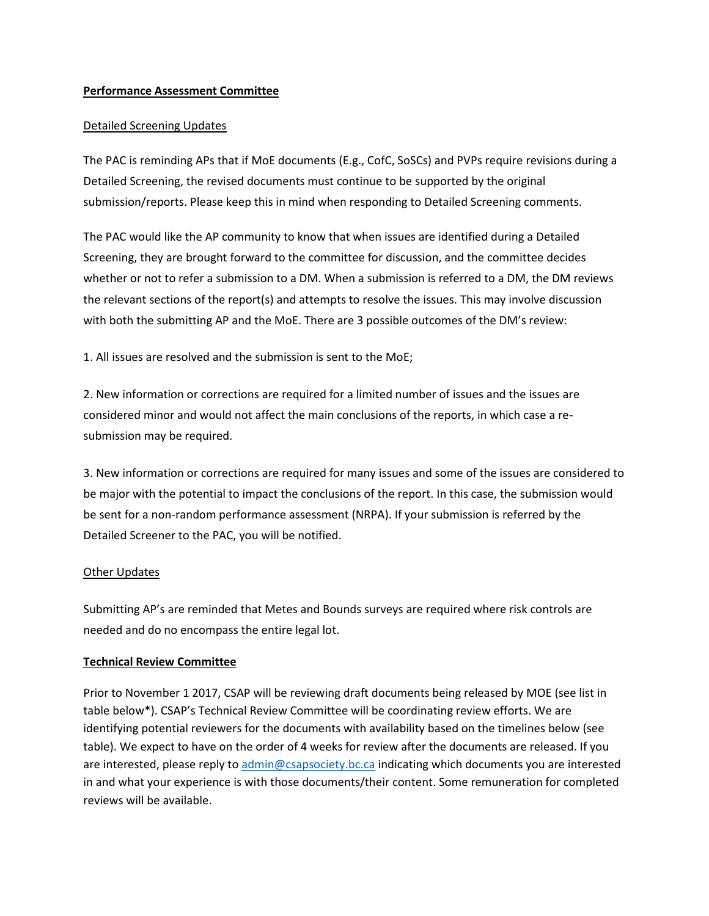**Performance Assessment Committee**

Detailed Screening Updates

The PAC is reminding APs that if MoE documents (E.g., CofC, SoSCs) and PVPs require revisions during a Detailed Screening, the revised documents must continue to be supported by the original submission/reports. Please keep this in mind when responding to Detailed Screening comments.

The PAC would like the AP community to know that when issues are identified during a Detailed Screening, they are brought forward to the committee for discussion, and the committee decides whether or not to refer a submission to a DM. When a submission is referred to a DM, the DM reviews the relevant sections of the report(s) and attempts to resolve the issues. This may involve discussion with both the submitting AP and the MoE. There are 3 possible outcomes of the DM's review:

1. All issues are resolved and the submission is sent to the MoE;

2. New information or corrections are required for a limited number of issues and the issues are considered minor and would not affect the main conclusions of the reports, in which case a re-submission may be required.

3. New information or corrections are required for many issues and some of the issues are considered to be major with the potential to impact the conclusions of the report. In this case, the submission would be sent for a non-random performance assessment (NRPA). If your submission is referred by the Detailed Screener to the PAC, you will be notified.

Other Updates

Submitting AP's are reminded that Metes and Bounds surveys are required where risk controls are needed and do no encompass the entire legal lot.

**Technical Review Committee**

Prior to November 1 2017, CSAP will be reviewing draft documents being released by MOE (see list in table below*). CSAP's Technical Review Committee will be coordinating review efforts. We are identifying potential reviewers for the documents with availability based on the timelines below (see table). We expect to have on the order of 4 weeks for review after the documents are released. If you are interested, please reply to admin@csapsociety.bc.ca indicating which documents you are interested in and what your experience is with those documents/their content. Some remuneration for completed reviews will be available.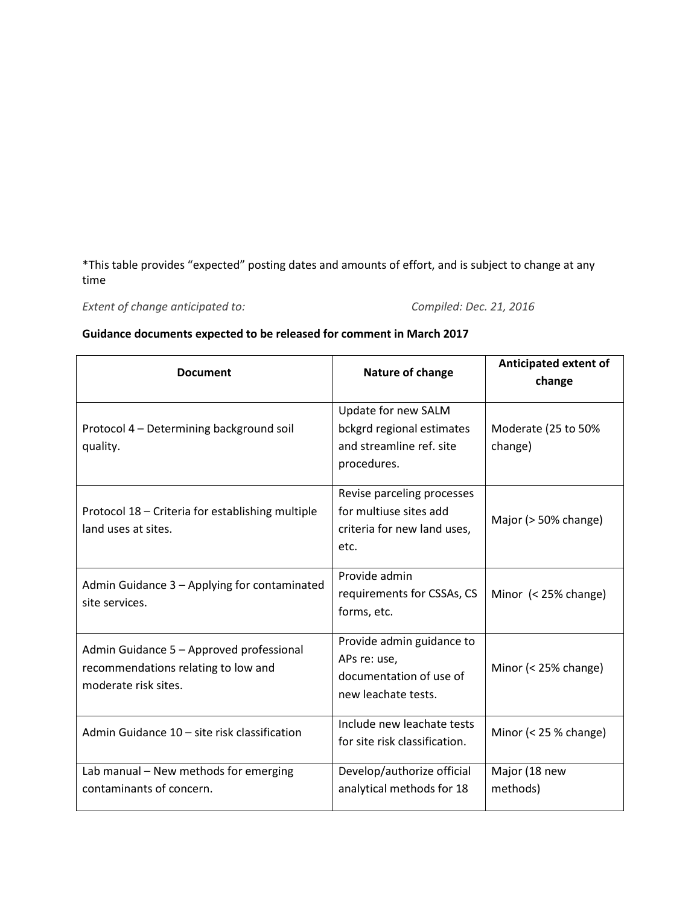*This table provides "expected" posting dates and amounts of effort, and is subject to change at any time

*Extent of change anticipated to:* *Compiled: Dec. 21, 2016*

**Guidance documents expected to be released for comment in March 2017**

| Document | Nature of change | Anticipated extent of change |
|---|---|---|
| Protocol 4 – Determining background soil quality. | Update for new SALM bckgrd regional estimates and streamline ref. site procedures. | Moderate (25 to 50% change) |
| Protocol 18 – Criteria for establishing multiple land uses at sites. | Revise parceling processes for multiuse sites add criteria for new land uses, etc. | Major (> 50% change) |
| Admin Guidance 3 – Applying for contaminated site services. | Provide admin requirements for CSSAs, CS forms, etc. | Minor (< 25% change) |
| Admin Guidance 5 – Approved professional recommendations relating to low and moderate risk sites. | Provide admin guidance to APs re: use, documentation of use of new leachate tests. | Minor (< 25% change) |
| Admin Guidance 10 – site risk classification | Include new leachate tests for site risk classification. | Minor (< 25 % change) |
| Lab manual – New methods for emerging contaminants of concern. | Develop/authorize official analytical methods for 18 | Major (18 new methods) |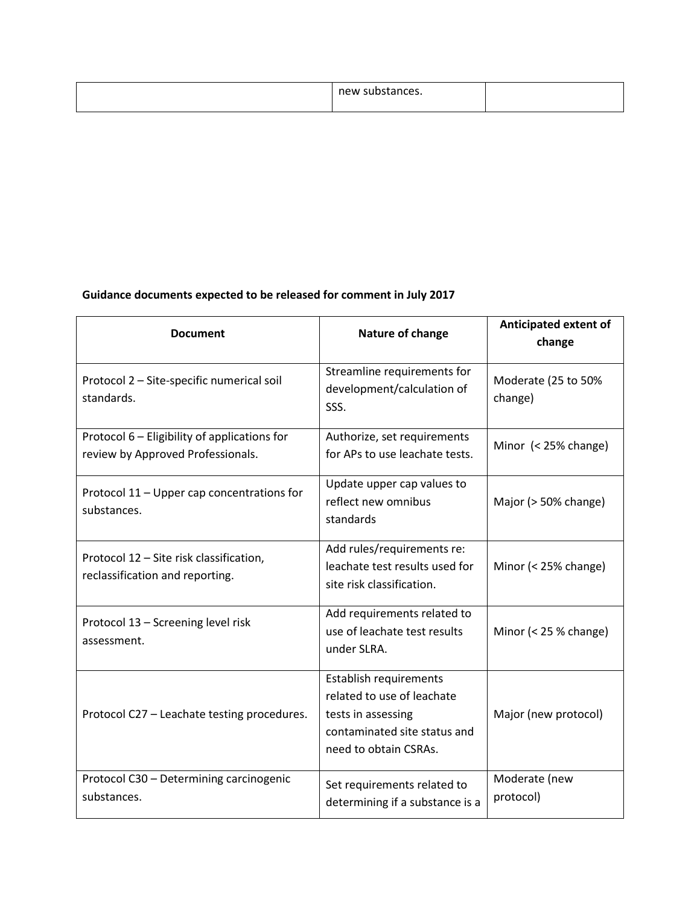| | new substances. | |
|---|---|---|

**Guidance documents expected to be released for comment in July 2017**

| Document | Nature of change | Anticipated extent of change |
|---|---|---|
| Protocol 2 – Site-specific numerical soil standards. | Streamline requirements for development/calculation of SSS. | Moderate (25 to 50% change) |
| Protocol 6 – Eligibility of applications for review by Approved Professionals. | Authorize, set requirements for APs to use leachate tests. | Minor (< 25% change) |
| Protocol 11 – Upper cap concentrations for substances. | Update upper cap values to reflect new omnibus standards | Major (> 50% change) |
| Protocol 12 – Site risk classification, reclassification and reporting. | Add rules/requirements re: leachate test results used for site risk classification. | Minor (< 25% change) |
| Protocol 13 – Screening level risk assessment. | Add requirements related to use of leachate test results under SLRA. | Minor (< 25 % change) |
| Protocol C27 – Leachate testing procedures. | Establish requirements related to use of leachate tests in assessing contaminated site status and need to obtain CSRAs. | Major (new protocol) |
| Protocol C30 – Determining carcinogenic substances. | Set requirements related to determining if a substance is a | Moderate (new protocol) |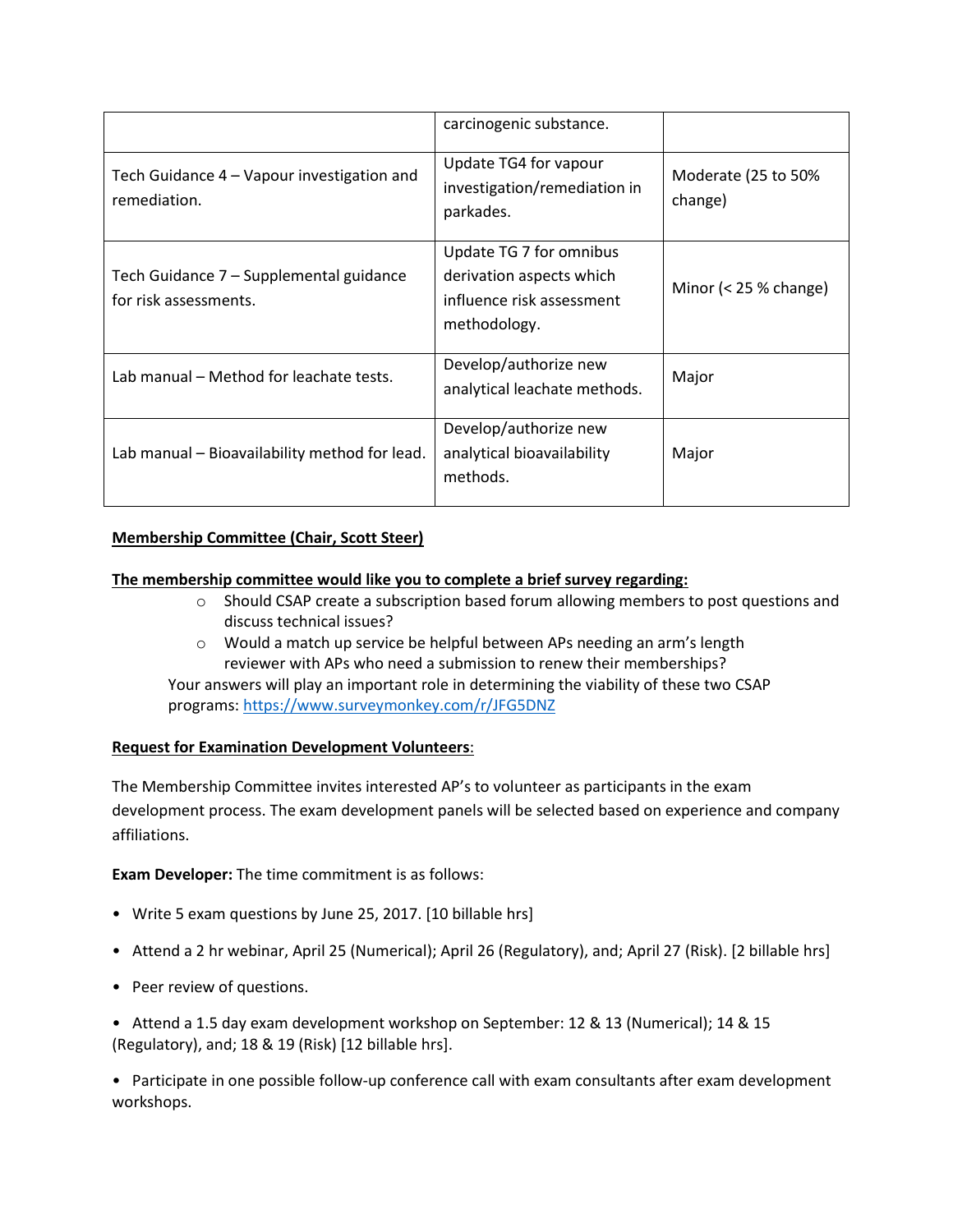| | carcinogenic substance. | |
|---|---|---|
| Tech Guidance 4 – Vapour investigation and remediation. | Update TG4 for vapour investigation/remediation in parkades. | Moderate (25 to 50% change) |
| Tech Guidance 7 – Supplemental guidance for risk assessments. | Update TG 7 for omnibus derivation aspects which influence risk assessment methodology. | Minor (< 25 % change) |
| Lab manual – Method for leachate tests. | Develop/authorize new analytical leachate methods. | Major |
| Lab manual – Bioavailability method for lead. | Develop/authorize new analytical bioavailability methods. | Major |

**Membership Committee (Chair, Scott Steer)**

**The membership committee would like you to complete a brief survey regarding:**

- Should CSAP create a subscription based forum allowing members to post questions and discuss technical issues?
- Would a match up service be helpful between APs needing an arm's length reviewer with APs who need a submission to renew their memberships?

Your answers will play an important role in determining the viability of these two CSAP programs: https://www.surveymonkey.com/r/JFG5DNZ

**Request for Examination Development Volunteers**:

The Membership Committee invites interested AP's to volunteer as participants in the exam development process. The exam development panels will be selected based on experience and company affiliations.

**Exam Developer:** The time commitment is as follows:

- Write 5 exam questions by June 25, 2017. [10 billable hrs]
- Attend a 2 hr webinar, April 25 (Numerical); April 26 (Regulatory), and; April 27 (Risk). [2 billable hrs]
- Peer review of questions.
- Attend a 1.5 day exam development workshop on September: 12 & 13 (Numerical); 14 & 15 (Regulatory), and; 18 & 19 (Risk) [12 billable hrs].
- Participate in one possible follow-up conference call with exam consultants after exam development workshops.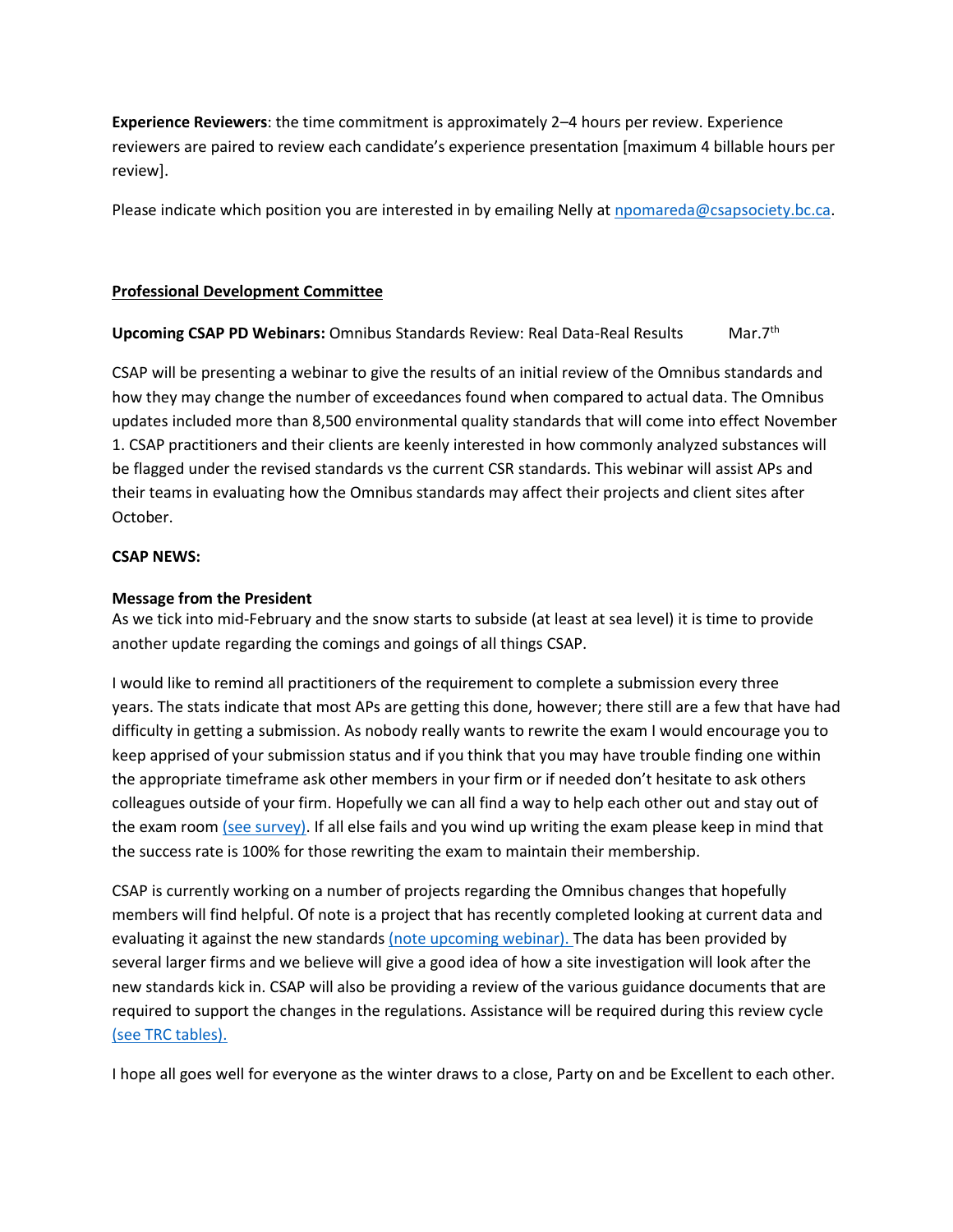**Experience Reviewers**: the time commitment is approximately 2–4 hours per review. Experience reviewers are paired to review each candidate's experience presentation [maximum 4 billable hours per review].

Please indicate which position you are interested in by emailing Nelly at npomareda@csapsociety.bc.ca.

## Professional Development Committee

**Upcoming CSAP PD Webinars:** Omnibus Standards Review: Real Data-Real Results Mar.7th

CSAP will be presenting a webinar to give the results of an initial review of the Omnibus standards and how they may change the number of exceedances found when compared to actual data. The Omnibus updates included more than 8,500 environmental quality standards that will come into effect November 1. CSAP practitioners and their clients are keenly interested in how commonly analyzed substances will be flagged under the revised standards vs the current CSR standards. This webinar will assist APs and their teams in evaluating how the Omnibus standards may affect their projects and client sites after October.

**CSAP NEWS:**

**Message from the President**

As we tick into mid-February and the snow starts to subside (at least at sea level) it is time to provide another update regarding the comings and goings of all things CSAP.

I would like to remind all practitioners of the requirement to complete a submission every three years. The stats indicate that most APs are getting this done, however; there still are a few that have had difficulty in getting a submission. As nobody really wants to rewrite the exam I would encourage you to keep apprised of your submission status and if you think that you may have trouble finding one within the appropriate timeframe ask other members in your firm or if needed don't hesitate to ask others colleagues outside of your firm. Hopefully we can all find a way to help each other out and stay out of the exam room (see survey). If all else fails and you wind up writing the exam please keep in mind that the success rate is 100% for those rewriting the exam to maintain their membership.

CSAP is currently working on a number of projects regarding the Omnibus changes that hopefully members will find helpful. Of note is a project that has recently completed looking at current data and evaluating it against the new standards (note upcoming webinar). The data has been provided by several larger firms and we believe will give a good idea of how a site investigation will look after the new standards kick in. CSAP will also be providing a review of the various guidance documents that are required to support the changes in the regulations. Assistance will be required during this review cycle (see TRC tables).

I hope all goes well for everyone as the winter draws to a close, Party on and be Excellent to each other.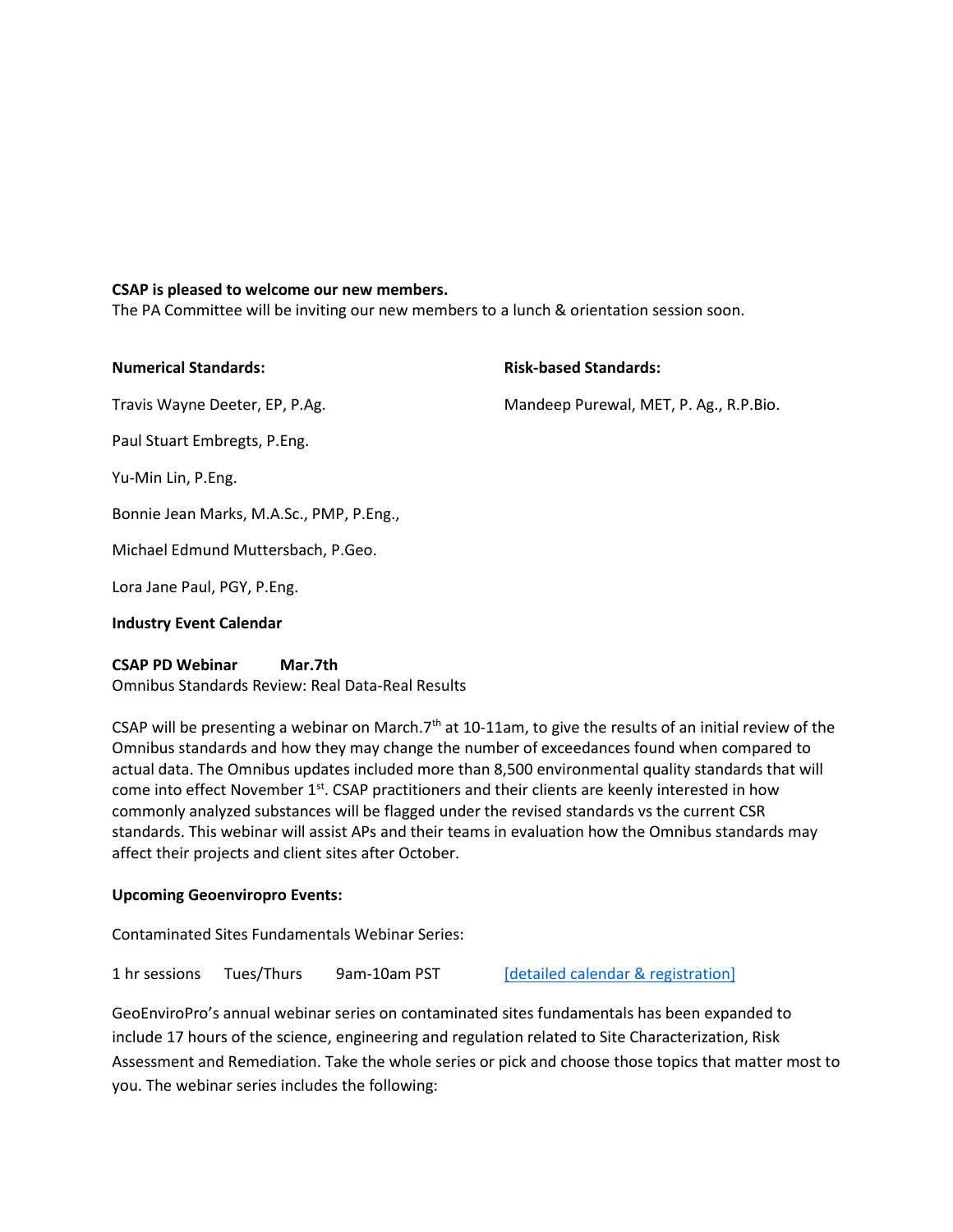**CSAP is pleased to welcome our new members.**
The PA Committee will be inviting our new members to a lunch & orientation session soon.

**Numerical Standards:**

Travis Wayne Deeter, EP, P.Ag.

Paul Stuart Embregts, P.Eng.

Yu-Min Lin, P.Eng.

Bonnie Jean Marks, M.A.Sc., PMP, P.Eng.,

Michael Edmund Muttersbach, P.Geo.

Lora Jane Paul, PGY, P.Eng.

**Risk-based Standards:**

Mandeep Purewal, MET, P. Ag., R.P.Bio.

**Industry Event Calendar**

**CSAP PD Webinar Mar.7th**
Omnibus Standards Review: Real Data-Real Results

CSAP will be presenting a webinar on March.7th at 10-11am, to give the results of an initial review of the Omnibus standards and how they may change the number of exceedances found when compared to actual data. The Omnibus updates included more than 8,500 environmental quality standards that will come into effect November 1st. CSAP practitioners and their clients are keenly interested in how commonly analyzed substances will be flagged under the revised standards vs the current CSR standards. This webinar will assist APs and their teams in evaluation how the Omnibus standards may affect their projects and client sites after October.

**Upcoming Geoenviropro Events:**

Contaminated Sites Fundamentals Webinar Series:

1 hr sessions Tues/Thurs 9am-10am PST [detailed calendar & registration]

GeoEnviroPro's annual webinar series on contaminated sites fundamentals has been expanded to include 17 hours of the science, engineering and regulation related to Site Characterization, Risk Assessment and Remediation. Take the whole series or pick and choose those topics that matter most to you. The webinar series includes the following: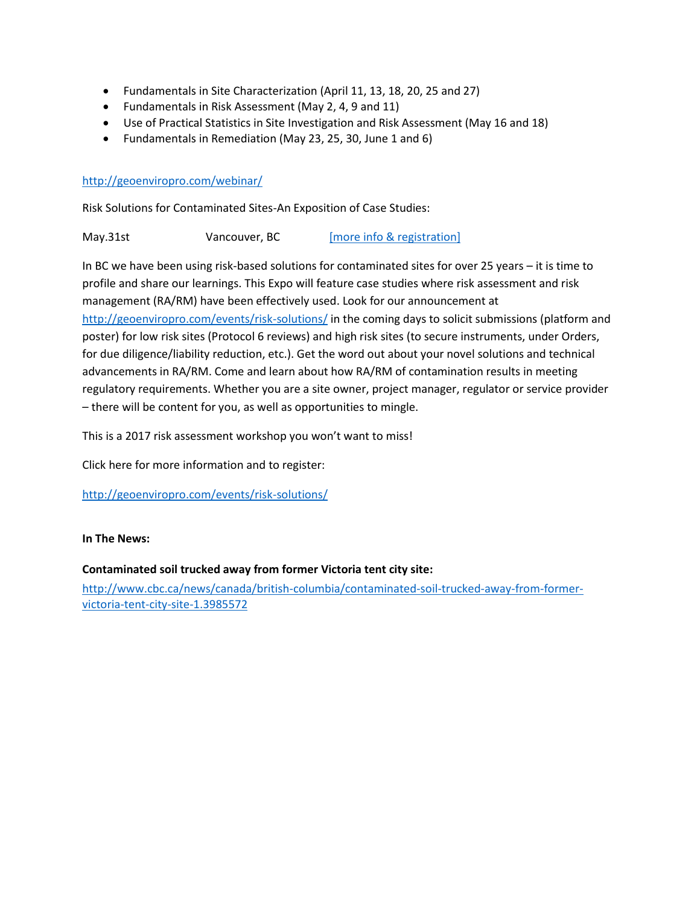- Fundamentals in Site Characterization (April 11, 13, 18, 20, 25 and 27)
- Fundamentals in Risk Assessment (May 2, 4, 9 and 11)
- Use of Practical Statistics in Site Investigation and Risk Assessment (May 16 and 18)
- Fundamentals in Remediation (May 23, 25, 30, June 1 and 6)

http://geoenviropro.com/webinar/

Risk Solutions for Contaminated Sites-An Exposition of Case Studies:

May.31st Vancouver, BC [more info & registration]

In BC we have been using risk-based solutions for contaminated sites for over 25 years – it is time to profile and share our learnings. This Expo will feature case studies where risk assessment and risk management (RA/RM) have been effectively used. Look for our announcement at http://geoenviropro.com/events/risk-solutions/ in the coming days to solicit submissions (platform and poster) for low risk sites (Protocol 6 reviews) and high risk sites (to secure instruments, under Orders, for due diligence/liability reduction, etc.). Get the word out about your novel solutions and technical advancements in RA/RM. Come and learn about how RA/RM of contamination results in meeting regulatory requirements. Whether you are a site owner, project manager, regulator or service provider – there will be content for you, as well as opportunities to mingle.

This is a 2017 risk assessment workshop you won't want to miss!

Click here for more information and to register:

http://geoenviropro.com/events/risk-solutions/

**In The News:**

**Contaminated soil trucked away from former Victoria tent city site:**
http://www.cbc.ca/news/canada/british-columbia/contaminated-soil-trucked-away-from-former-victoria-tent-city-site-1.3985572